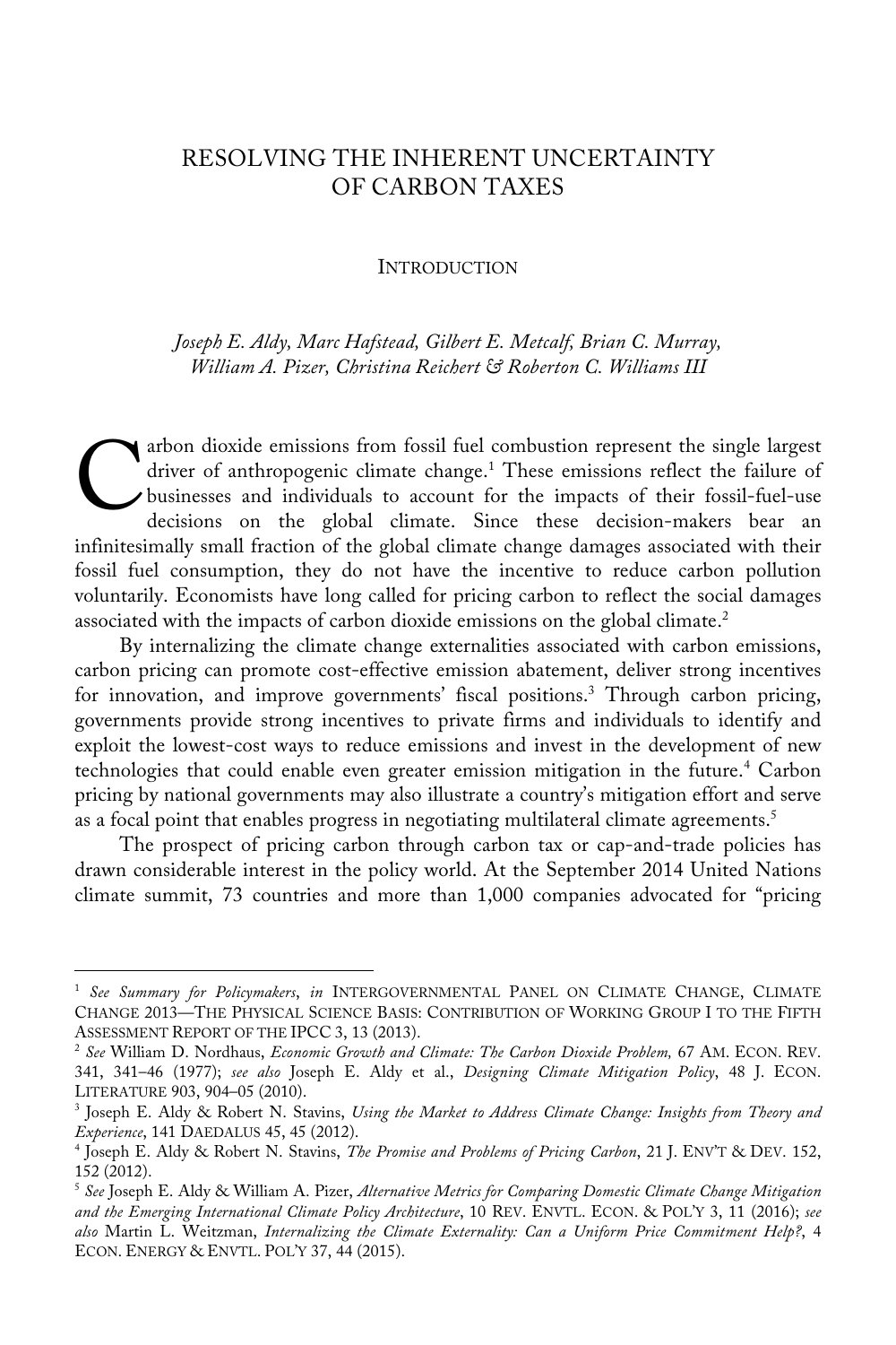# RESOLVING THE INHERENT UNCERTAINTY OF CARBON TAXES

## INTRODUCTION

*Joseph E. Aldy, Marc Hafstead, Gilbert E. Metcalf, Brian C. Murray, William A. Pizer, Christina Reichert & Roberton C. Williams III*

Carbon dioxide emissions from fossil fuel combustion represent the single largest driver of anthropogenic climate change.[1] These emissions reflect the failure of businesses and individuals to account for the impacts of their fossil-fuel-use decisions on the global climate. Since these decision-makers bear an infinitesimally small fraction of the global climate change damages associated with their fossil fuel consumption, they do not have the incentive to reduce carbon pollution voluntarily. Economists have long called for pricing carbon to reflect the social damages associated with the impacts of carbon dioxide emissions on the global climate.[2]

By internalizing the climate change externalities associated with carbon emissions, carbon pricing can promote cost-effective emission abatement, deliver strong incentives for innovation, and improve governments' fiscal positions.[3] Through carbon pricing, governments provide strong incentives to private firms and individuals to identify and exploit the lowest-cost ways to reduce emissions and invest in the development of new technologies that could enable even greater emission mitigation in the future.[4] Carbon pricing by national governments may also illustrate a country's mitigation effort and serve as a focal point that enables progress in negotiating multilateral climate agreements.[5]

The prospect of pricing carbon through carbon tax or cap-and-trade policies has drawn considerable interest in the policy world. At the September 2014 United Nations climate summit, 73 countries and more than 1,000 companies advocated for "pricing

---

[1] *See Summary for Policymakers*, *in* INTERGOVERNMENTAL PANEL ON CLIMATE CHANGE, CLIMATE CHANGE 2013—THE PHYSICAL SCIENCE BASIS: CONTRIBUTION OF WORKING GROUP I TO THE FIFTH ASSESSMENT REPORT OF THE IPCC 3, 13 (2013).

[2] *See* William D. Nordhaus, *Economic Growth and Climate: The Carbon Dioxide Problem,* 67 AM. ECON. REV. 341, 341–46 (1977); *see also* Joseph E. Aldy et al., *Designing Climate Mitigation Policy*, 48 J. ECON. LITERATURE 903, 904–05 (2010).

[3] Joseph E. Aldy & Robert N. Stavins, *Using the Market to Address Climate Change: Insights from Theory and Experience*, 141 DAEDALUS 45, 45 (2012).

[4] Joseph E. Aldy & Robert N. Stavins, *The Promise and Problems of Pricing Carbon*, 21 J. ENV'T & DEV. 152, 152 (2012).

[5] *See* Joseph E. Aldy & William A. Pizer, *Alternative Metrics for Comparing Domestic Climate Change Mitigation and the Emerging International Climate Policy Architecture*, 10 REV. ENVTL. ECON. & POL'Y 3, 11 (2016); *see also* Martin L. Weitzman, *Internalizing the Climate Externality: Can a Uniform Price Commitment Help?*, 4 ECON. ENERGY & ENVTL. POL'Y 37, 44 (2015).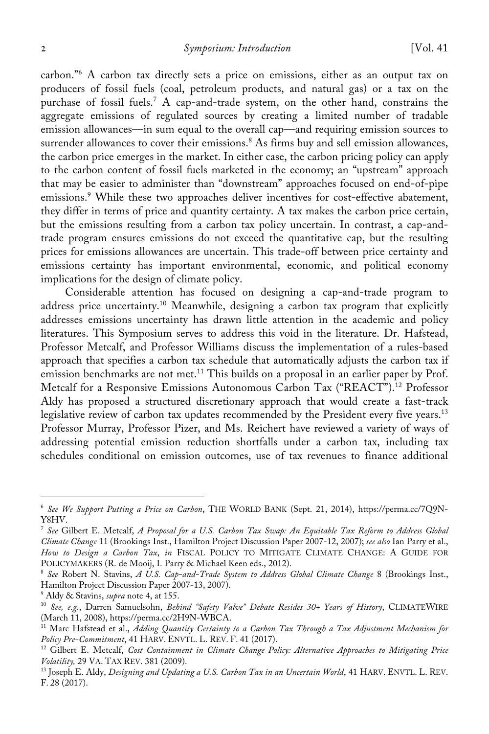carbon."[6] A carbon tax directly sets a price on emissions, either as an output tax on producers of fossil fuels (coal, petroleum products, and natural gas) or a tax on the purchase of fossil fuels.[7] A cap-and-trade system, on the other hand, constrains the aggregate emissions of regulated sources by creating a limited number of tradable emission allowances—in sum equal to the overall cap—and requiring emission sources to surrender allowances to cover their emissions.[8] As firms buy and sell emission allowances, the carbon price emerges in the market. In either case, the carbon pricing policy can apply to the carbon content of fossil fuels marketed in the economy; an "upstream" approach that may be easier to administer than "downstream" approaches focused on end-of-pipe emissions.[9] While these two approaches deliver incentives for cost-effective abatement, they differ in terms of price and quantity certainty. A tax makes the carbon price certain, but the emissions resulting from a carbon tax policy uncertain. In contrast, a cap-and-trade program ensures emissions do not exceed the quantitative cap, but the resulting prices for emissions allowances are uncertain. This trade-off between price certainty and emissions certainty has important environmental, economic, and political economy implications for the design of climate policy.

Considerable attention has focused on designing a cap-and-trade program to address price uncertainty.[10] Meanwhile, designing a carbon tax program that explicitly addresses emissions uncertainty has drawn little attention in the academic and policy literatures. This Symposium serves to address this void in the literature. Dr. Hafstead, Professor Metcalf, and Professor Williams discuss the implementation of a rules-based approach that specifies a carbon tax schedule that automatically adjusts the carbon tax if emission benchmarks are not met.[11] This builds on a proposal in an earlier paper by Prof. Metcalf for a Responsive Emissions Autonomous Carbon Tax ("REACT").[12] Professor Aldy has proposed a structured discretionary approach that would create a fast-track legislative review of carbon tax updates recommended by the President every five years.[13] Professor Murray, Professor Pizer, and Ms. Reichert have reviewed a variety of ways of addressing potential emission reduction shortfalls under a carbon tax, including tax schedules conditional on emission outcomes, use of tax revenues to finance additional

---

[6] *See We Support Putting a Price on Carbon*, THE WORLD BANK (Sept. 21, 2014), https://perma.cc/7Q9N-Y8HV.

[7] *See* Gilbert E. Metcalf, *A Proposal for a U.S. Carbon Tax Swap: An Equitable Tax Reform to Address Global Climate Change* 11 (Brookings Inst., Hamilton Project Discussion Paper 2007-12, 2007); *see also* Ian Parry et al., *How to Design a Carbon Tax*, *in* FISCAL POLICY TO MITIGATE CLIMATE CHANGE: A GUIDE FOR POLICYMAKERS (R. de Mooij, I. Parry & Michael Keen eds., 2012).

[8] *See* Robert N. Stavins, *A U.S. Cap-and-Trade System to Address Global Climate Change* 8 (Brookings Inst., Hamilton Project Discussion Paper 2007-13, 2007).

[9] Aldy & Stavins, *supra* note 4, at 155.

[10] *See, e.g.*, Darren Samuelsohn, *Behind "Safety Valve" Debate Resides 30+ Years of History*, CLIMATEWIRE (March 11, 2008), https://perma.cc/2H9N-WBCA.

[11] Marc Hafstead et al., *Adding Quantity Certainty to a Carbon Tax Through a Tax Adjustment Mechanism for Policy Pre-Commitment*, 41 HARV. ENVTL. L. REV. F. 41 (2017).

[12] Gilbert E. Metcalf, *Cost Containment in Climate Change Policy: Alternative Approaches to Mitigating Price Volatility*, 29 VA. TAX REV. 381 (2009).

[13] Joseph E. Aldy, *Designing and Updating a U.S. Carbon Tax in an Uncertain World*, 41 HARV. ENVTL. L. REV. F. 28 (2017).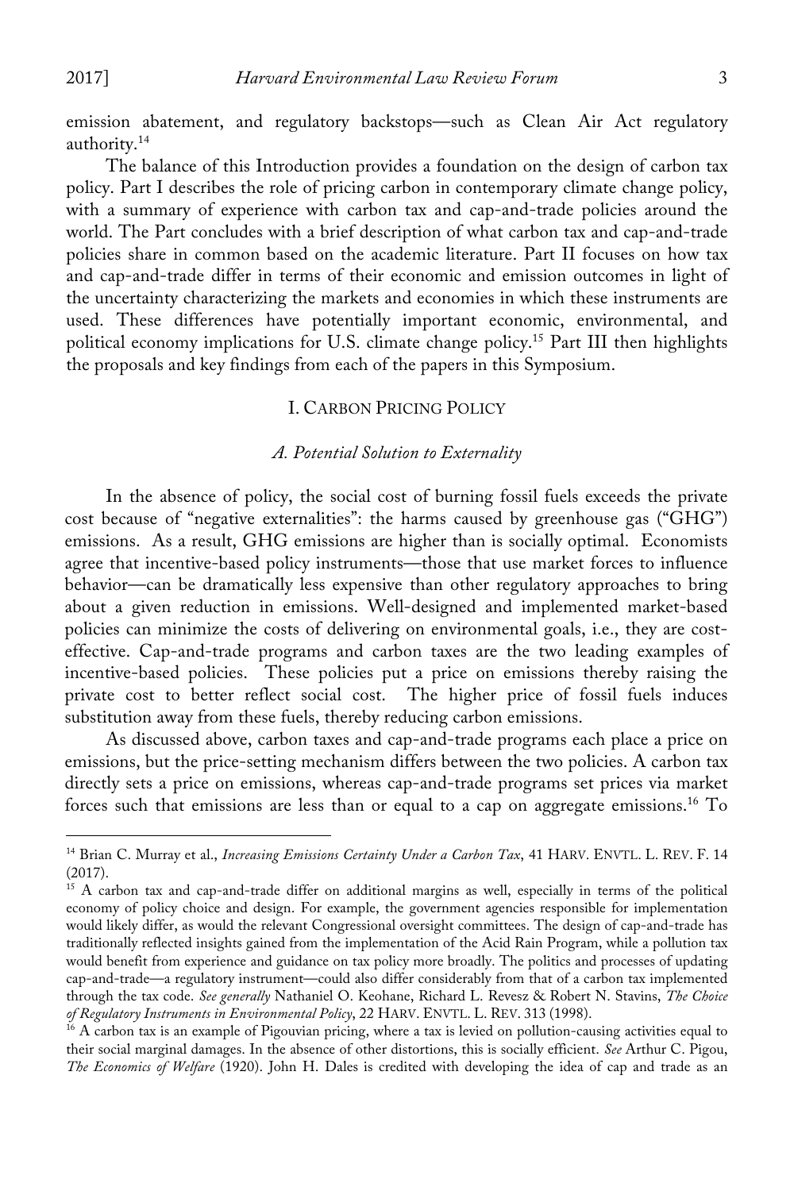emission abatement, and regulatory backstops—such as Clean Air Act regulatory authority.[14]

The balance of this Introduction provides a foundation on the design of carbon tax policy. Part I describes the role of pricing carbon in contemporary climate change policy, with a summary of experience with carbon tax and cap-and-trade policies around the world. The Part concludes with a brief description of what carbon tax and cap-and-trade policies share in common based on the academic literature. Part II focuses on how tax and cap-and-trade differ in terms of their economic and emission outcomes in light of the uncertainty characterizing the markets and economies in which these instruments are used. These differences have potentially important economic, environmental, and political economy implications for U.S. climate change policy.[15] Part III then highlights the proposals and key findings from each of the papers in this Symposium.

## I. Carbon Pricing Policy

### *A. Potential Solution to Externality*

In the absence of policy, the social cost of burning fossil fuels exceeds the private cost because of "negative externalities": the harms caused by greenhouse gas ("GHG") emissions. As a result, GHG emissions are higher than is socially optimal. Economists agree that incentive-based policy instruments—those that use market forces to influence behavior—can be dramatically less expensive than other regulatory approaches to bring about a given reduction in emissions. Well-designed and implemented market-based policies can minimize the costs of delivering on environmental goals, i.e., they are cost-effective. Cap-and-trade programs and carbon taxes are the two leading examples of incentive-based policies. These policies put a price on emissions thereby raising the private cost to better reflect social cost. The higher price of fossil fuels induces substitution away from these fuels, thereby reducing carbon emissions.

As discussed above, carbon taxes and cap-and-trade programs each place a price on emissions, but the price-setting mechanism differs between the two policies. A carbon tax directly sets a price on emissions, whereas cap-and-trade programs set prices via market forces such that emissions are less than or equal to a cap on aggregate emissions.[16] To

---

[14] Brian C. Murray et al., *Increasing Emissions Certainty Under a Carbon Tax*, 41 HARV. ENVTL. L. REV. F. 14 (2017).

[15] A carbon tax and cap-and-trade differ on additional margins as well, especially in terms of the political economy of policy choice and design. For example, the government agencies responsible for implementation would likely differ, as would the relevant Congressional oversight committees. The design of cap-and-trade has traditionally reflected insights gained from the implementation of the Acid Rain Program, while a pollution tax would benefit from experience and guidance on tax policy more broadly. The politics and processes of updating cap-and-trade—a regulatory instrument—could also differ considerably from that of a carbon tax implemented through the tax code. *See generally* Nathaniel O. Keohane, Richard L. Revesz & Robert N. Stavins, *The Choice of Regulatory Instruments in Environmental Policy*, 22 HARV. ENVTL. L. REV. 313 (1998).

[16] A carbon tax is an example of Pigouvian pricing, where a tax is levied on pollution-causing activities equal to their social marginal damages. In the absence of other distortions, this is socially efficient. *See* Arthur C. Pigou, *The Economics of Welfare* (1920). John H. Dales is credited with developing the idea of cap and trade as an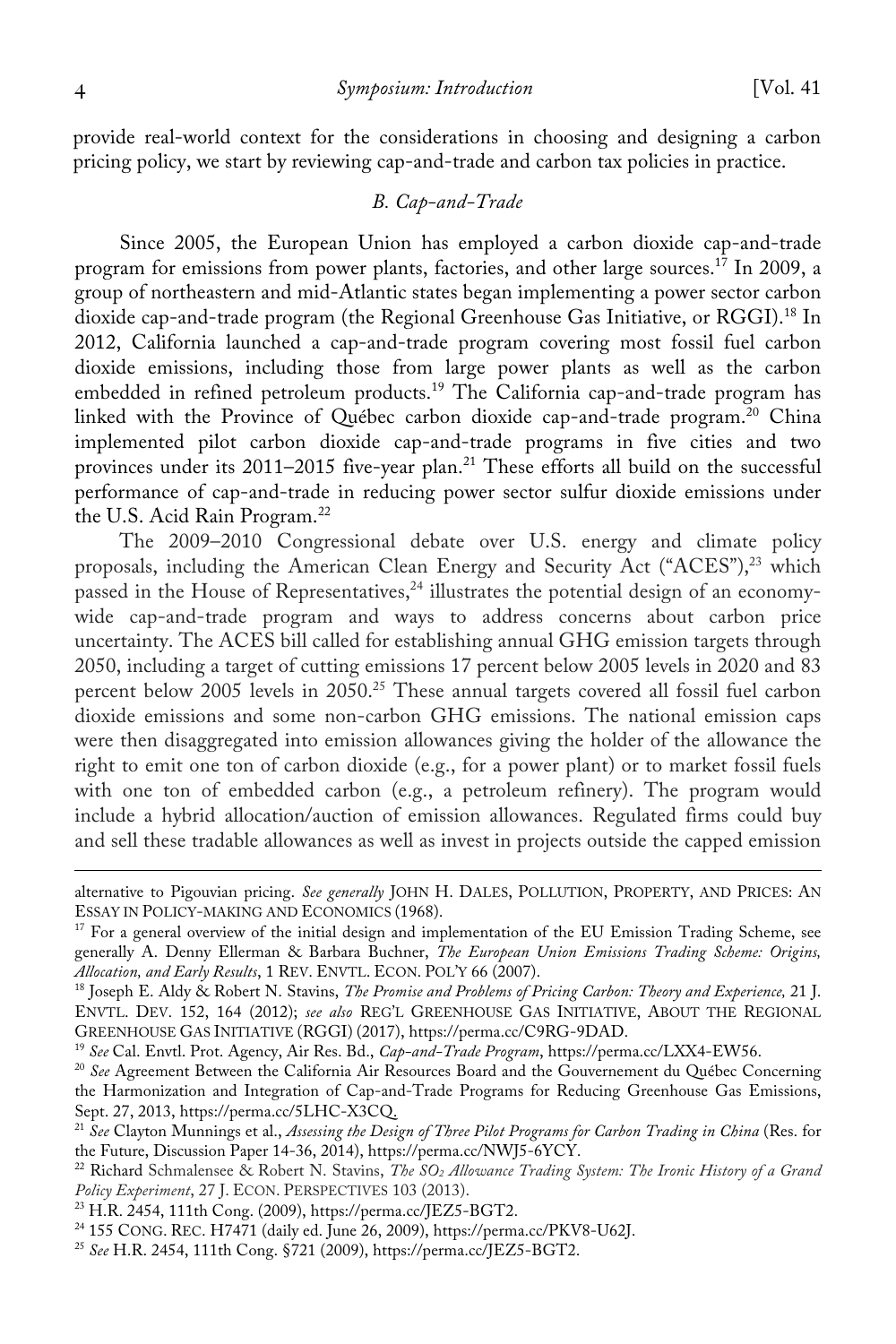provide real-world context for the considerations in choosing and designing a carbon pricing policy, we start by reviewing cap-and-trade and carbon tax policies in practice.

### *B. Cap-and-Trade*

Since 2005, the European Union has employed a carbon dioxide cap-and-trade program for emissions from power plants, factories, and other large sources.[17] In 2009, a group of northeastern and mid-Atlantic states began implementing a power sector carbon dioxide cap-and-trade program (the Regional Greenhouse Gas Initiative, or RGGI).[18] In 2012, California launched a cap-and-trade program covering most fossil fuel carbon dioxide emissions, including those from large power plants as well as the carbon embedded in refined petroleum products.[19] The California cap-and-trade program has linked with the Province of Québec carbon dioxide cap-and-trade program.[20] China implemented pilot carbon dioxide cap-and-trade programs in five cities and two provinces under its 2011–2015 five-year plan.[21] These efforts all build on the successful performance of cap-and-trade in reducing power sector sulfur dioxide emissions under the U.S. Acid Rain Program.[22]

The 2009–2010 Congressional debate over U.S. energy and climate policy proposals, including the American Clean Energy and Security Act ("ACES"),[23] which passed in the House of Representatives,[24] illustrates the potential design of an economy-wide cap-and-trade program and ways to address concerns about carbon price uncertainty. The ACES bill called for establishing annual GHG emission targets through 2050, including a target of cutting emissions 17 percent below 2005 levels in 2020 and 83 percent below 2005 levels in 2050.[25] These annual targets covered all fossil fuel carbon dioxide emissions and some non-carbon GHG emissions. The national emission caps were then disaggregated into emission allowances giving the holder of the allowance the right to emit one ton of carbon dioxide (e.g., for a power plant) or to market fossil fuels with one ton of embedded carbon (e.g., a petroleum refinery). The program would include a hybrid allocation/auction of emission allowances. Regulated firms could buy and sell these tradable allowances as well as invest in projects outside the capped emission

---

alternative to Pigouvian pricing. *See generally* JOHN H. DALES, POLLUTION, PROPERTY, AND PRICES: AN ESSAY IN POLICY-MAKING AND ECONOMICS (1968).

[17] For a general overview of the initial design and implementation of the EU Emission Trading Scheme, see generally A. Denny Ellerman & Barbara Buchner, *The European Union Emissions Trading Scheme: Origins, Allocation, and Early Results*, 1 REV. ENVTL. ECON. POL'Y 66 (2007).

[18] Joseph E. Aldy & Robert N. Stavins, *The Promise and Problems of Pricing Carbon: Theory and Experience,* 21 J. ENVTL. DEV. 152, 164 (2012); *see also* REG'L GREENHOUSE GAS INITIATIVE, ABOUT THE REGIONAL GREENHOUSE GAS INITIATIVE (RGGI) (2017), https://perma.cc/C9RG-9DAD.

[19] *See* Cal. Envtl. Prot. Agency, Air Res. Bd., *Cap-and-Trade Program*, https://perma.cc/LXX4-EW56.

[20] *See* Agreement Between the California Air Resources Board and the Gouvernement du Québec Concerning the Harmonization and Integration of Cap-and-Trade Programs for Reducing Greenhouse Gas Emissions, Sept. 27, 2013, https://perma.cc/5LHC-X3CQ.

[21] *See* Clayton Munnings et al., *Assessing the Design of Three Pilot Programs for Carbon Trading in China* (Res. for the Future, Discussion Paper 14-36, 2014), https://perma.cc/NWJ5-6YCY.

[22] Richard Schmalensee & Robert N. Stavins, *The $SO_2$ Allowance Trading System: The Ironic History of a Grand Policy Experiment*, 27 J. ECON. PERSPECTIVES 103 (2013).

[23] H.R. 2454, 111th Cong. (2009), https://perma.cc/JEZ5-BGT2.

[24] 155 CONG. REC. H7471 (daily ed. June 26, 2009), https://perma.cc/PKV8-U62J.

[25] *See* H.R. 2454, 111th Cong. §721 (2009), https://perma.cc/JEZ5-BGT2.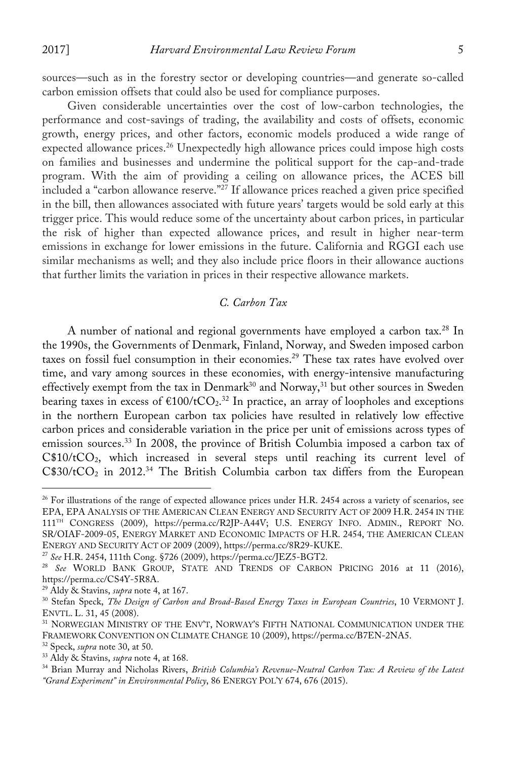sources—such as in the forestry sector or developing countries—and generate so-called carbon emission offsets that could also be used for compliance purposes.

Given considerable uncertainties over the cost of low-carbon technologies, the performance and cost-savings of trading, the availability and costs of offsets, economic growth, energy prices, and other factors, economic models produced a wide range of expected allowance prices.[26] Unexpectedly high allowance prices could impose high costs on families and businesses and undermine the political support for the cap-and-trade program. With the aim of providing a ceiling on allowance prices, the ACES bill included a "carbon allowance reserve."[27] If allowance prices reached a given price specified in the bill, then allowances associated with future years' targets would be sold early at this trigger price. This would reduce some of the uncertainty about carbon prices, in particular the risk of higher than expected allowance prices, and result in higher near-term emissions in exchange for lower emissions in the future. California and RGGI each use similar mechanisms as well; and they also include price floors in their allowance auctions that further limits the variation in prices in their respective allowance markets.

### *C. Carbon Tax*

A number of national and regional governments have employed a carbon tax.[28] In the 1990s, the Governments of Denmark, Finland, Norway, and Sweden imposed carbon taxes on fossil fuel consumption in their economies.[29] These tax rates have evolved over time, and vary among sources in these economies, with energy-intensive manufacturing effectively exempt from the tax in Denmark[30] and Norway,[31] but other sources in Sweden bearing taxes in excess of €100/t$CO_2$.[32] In practice, an array of loopholes and exceptions in the northern European carbon tax policies have resulted in relatively low effective carbon prices and considerable variation in the price per unit of emissions across types of emission sources.[33] In 2008, the province of British Columbia imposed a carbon tax of C\$10/t$CO_2$, which increased in several steps until reaching its current level of C\$30/t$CO_2$ in 2012.[34] The British Columbia carbon tax differs from the European

---

[26] For illustrations of the range of expected allowance prices under H.R. 2454 across a variety of scenarios, see EPA, EPA ANALYSIS OF THE AMERICAN CLEAN ENERGY AND SECURITY ACT OF 2009 H.R. 2454 IN THE 111TH CONGRESS (2009), https://perma.cc/R2JP-A44V; U.S. ENERGY INFO. ADMIN., REPORT NO. SR/OIAF-2009-05, ENERGY MARKET AND ECONOMIC IMPACTS OF H.R. 2454, THE AMERICAN CLEAN ENERGY AND SECURITY ACT OF 2009 (2009), https://perma.cc/8R29-KUKE.

[27] *See* H.R. 2454, 111th Cong. §726 (2009), https://perma.cc/JEZ5-BGT2.

[28] *See* WORLD BANK GROUP, STATE AND TRENDS OF CARBON PRICING 2016 at 11 (2016), https://perma.cc/CS4Y-5R8A.

[29] Aldy & Stavins, *supra* note 4, at 167.

[30] Stefan Speck, *The Design of Carbon and Broad-Based Energy Taxes in European Countries*, 10 VERMONT J. ENVTL. L. 31, 45 (2008).

[31] NORWEGIAN MINISTRY OF THE ENV'T, NORWAY'S FIFTH NATIONAL COMMUNICATION UNDER THE FRAMEWORK CONVENTION ON CLIMATE CHANGE 10 (2009), https://perma.cc/B7EN-2NA5.

[32] Speck, *supra* note 30, at 50.

[33] Aldy & Stavins, *supra* note 4, at 168.

[34] Brian Murray and Nicholas Rivers, *British Columbia's Revenue-Neutral Carbon Tax: A Review of the Latest "Grand Experiment" in Environmental Policy*, 86 ENERGY POL'Y 674, 676 (2015).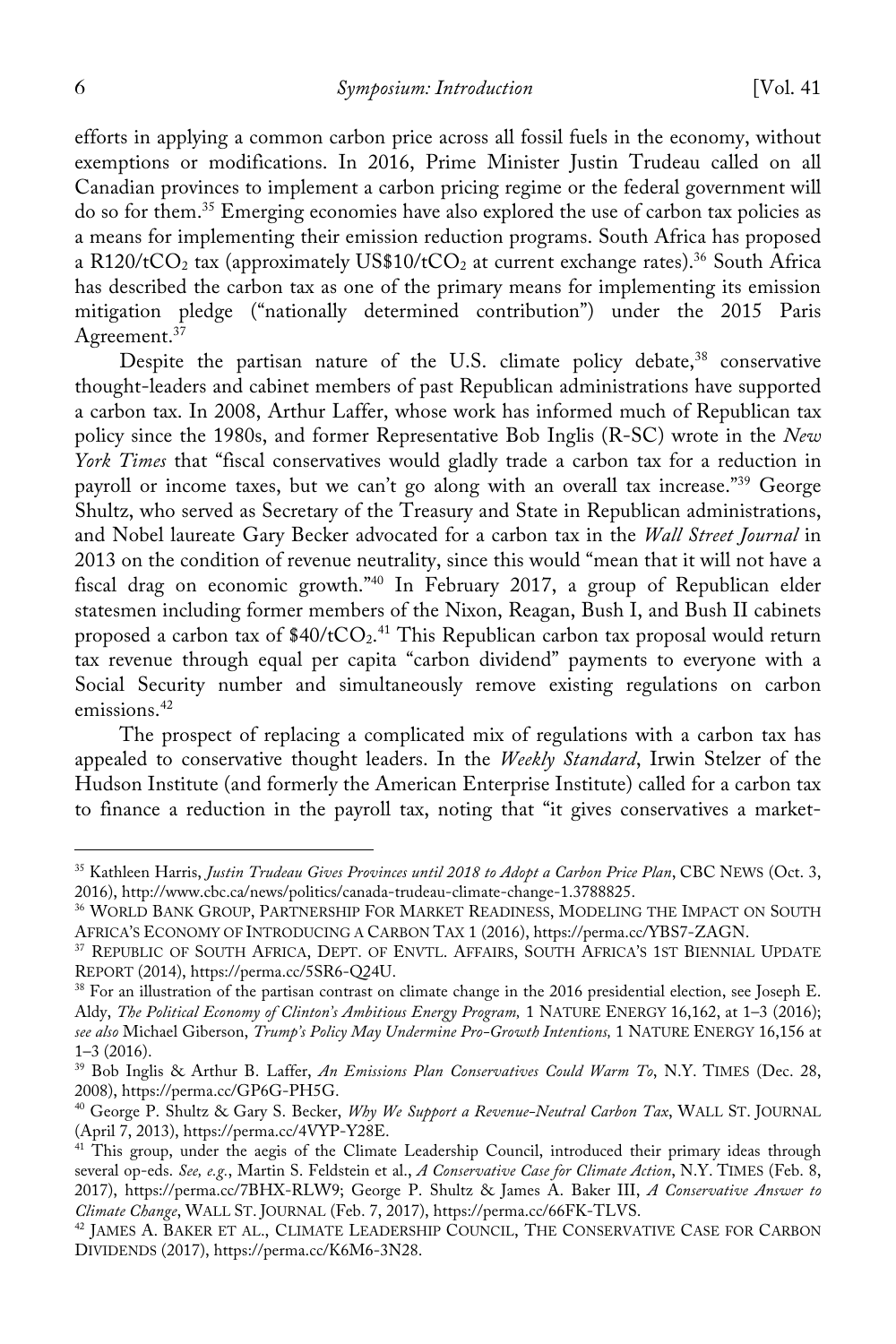efforts in applying a common carbon price across all fossil fuels in the economy, without exemptions or modifications. In 2016, Prime Minister Justin Trudeau called on all Canadian provinces to implement a carbon pricing regime or the federal government will do so for them.[35] Emerging economies have also explored the use of carbon tax policies as a means for implementing their emission reduction programs. South Africa has proposed a R120/t$CO_2$ tax (approximately US$10/t$CO_2$ at current exchange rates).[36] South Africa has described the carbon tax as one of the primary means for implementing its emission mitigation pledge ("nationally determined contribution") under the 2015 Paris Agreement.[37]

Despite the partisan nature of the U.S. climate policy debate,[38] conservative thought-leaders and cabinet members of past Republican administrations have supported a carbon tax. In 2008, Arthur Laffer, whose work has informed much of Republican tax policy since the 1980s, and former Representative Bob Inglis (R-SC) wrote in the *New York Times* that "fiscal conservatives would gladly trade a carbon tax for a reduction in payroll or income taxes, but we can't go along with an overall tax increase."[39] George Shultz, who served as Secretary of the Treasury and State in Republican administrations, and Nobel laureate Gary Becker advocated for a carbon tax in the *Wall Street Journal* in 2013 on the condition of revenue neutrality, since this would "mean that it will not have a fiscal drag on economic growth."[40] In February 2017, a group of Republican elder statesmen including former members of the Nixon, Reagan, Bush I, and Bush II cabinets proposed a carbon tax of $40/t$CO_2$.[41] This Republican carbon tax proposal would return tax revenue through equal per capita "carbon dividend" payments to everyone with a Social Security number and simultaneously remove existing regulations on carbon emissions.[42]

The prospect of replacing a complicated mix of regulations with a carbon tax has appealed to conservative thought leaders. In the *Weekly Standard*, Irwin Stelzer of the Hudson Institute (and formerly the American Enterprise Institute) called for a carbon tax to finance a reduction in the payroll tax, noting that "it gives conservatives a market-

---

[35] Kathleen Harris, *Justin Trudeau Gives Provinces until 2018 to Adopt a Carbon Price Plan*, CBC NEWS (Oct. 3, 2016), http://www.cbc.ca/news/politics/canada-trudeau-climate-change-1.3788825.

[36] WORLD BANK GROUP, PARTNERSHIP FOR MARKET READINESS, MODELING THE IMPACT ON SOUTH AFRICA'S ECONOMY OF INTRODUCING A CARBON TAX 1 (2016), https://perma.cc/YBS7-ZAGN.

[37] REPUBLIC OF SOUTH AFRICA, DEPT. OF ENVTL. AFFAIRS, SOUTH AFRICA'S 1ST BIENNIAL UPDATE REPORT (2014), https://perma.cc/5SR6-Q24U.

[38] For an illustration of the partisan contrast on climate change in the 2016 presidential election, see Joseph E. Aldy, *The Political Economy of Clinton's Ambitious Energy Program,* 1 NATURE ENERGY 16,162, at 1–3 (2016); *see also* Michael Giberson, *Trump's Policy May Undermine Pro-Growth Intentions,* 1 NATURE ENERGY 16,156 at 1–3 (2016).

[39] Bob Inglis & Arthur B. Laffer, *An Emissions Plan Conservatives Could Warm To*, N.Y. TIMES (Dec. 28, 2008), https://perma.cc/GP6G-PH5G.

[40] George P. Shultz & Gary S. Becker, *Why We Support a Revenue-Neutral Carbon Tax*, WALL ST. JOURNAL (April 7, 2013), https://perma.cc/4VYP-Y28E.

[41] This group, under the aegis of the Climate Leadership Council, introduced their primary ideas through several op-eds. *See, e.g.*, Martin S. Feldstein et al., *A Conservative Case for Climate Action*, N.Y. TIMES (Feb. 8, 2017), https://perma.cc/7BHX-RLW9; George P. Shultz & James A. Baker III, *A Conservative Answer to Climate Change*, WALL ST. JOURNAL (Feb. 7, 2017), https://perma.cc/66FK-TLVS.

[42] JAMES A. BAKER ET AL., CLIMATE LEADERSHIP COUNCIL, THE CONSERVATIVE CASE FOR CARBON DIVIDENDS (2017), https://perma.cc/K6M6-3N28.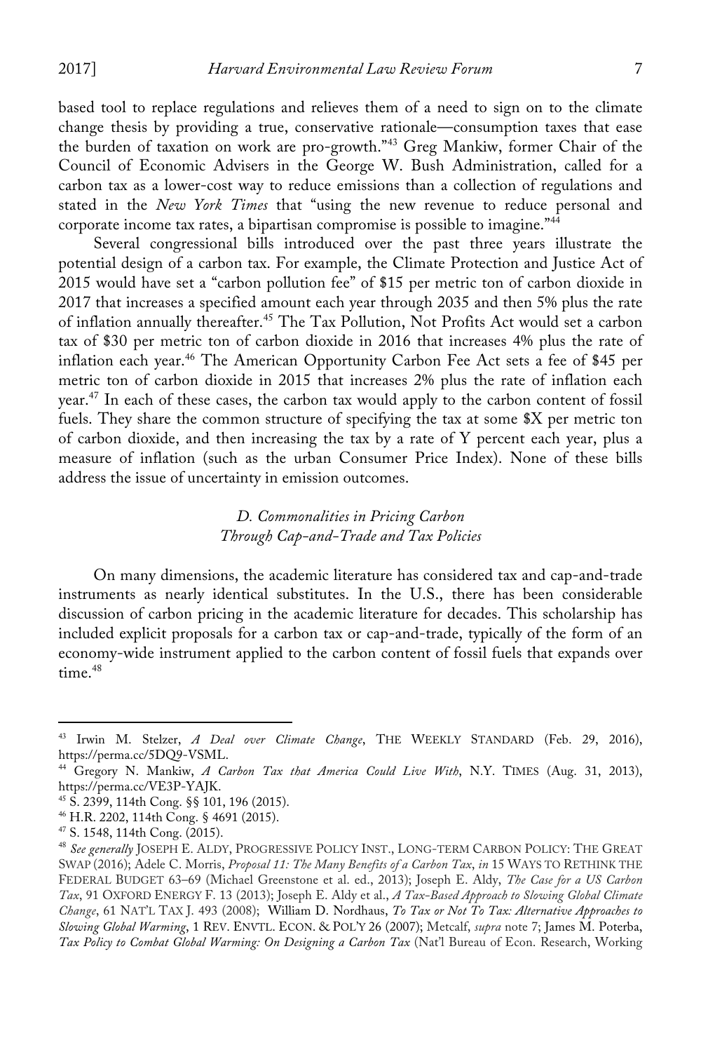based tool to replace regulations and relieves them of a need to sign on to the climate change thesis by providing a true, conservative rationale—consumption taxes that ease the burden of taxation on work are pro-growth."[43] Greg Mankiw, former Chair of the Council of Economic Advisers in the George W. Bush Administration, called for a carbon tax as a lower-cost way to reduce emissions than a collection of regulations and stated in the *New York Times* that "using the new revenue to reduce personal and corporate income tax rates, a bipartisan compromise is possible to imagine."[44]

Several congressional bills introduced over the past three years illustrate the potential design of a carbon tax. For example, the Climate Protection and Justice Act of 2015 would have set a "carbon pollution fee" of $15 per metric ton of carbon dioxide in 2017 that increases a specified amount each year through 2035 and then 5% plus the rate of inflation annually thereafter.[45] The Tax Pollution, Not Profits Act would set a carbon tax of $30 per metric ton of carbon dioxide in 2016 that increases 4% plus the rate of inflation each year.[46] The American Opportunity Carbon Fee Act sets a fee of $45 per metric ton of carbon dioxide in 2015 that increases 2% plus the rate of inflation each year.[47] In each of these cases, the carbon tax would apply to the carbon content of fossil fuels. They share the common structure of specifying the tax at some $X per metric ton of carbon dioxide, and then increasing the tax by a rate of Y percent each year, plus a measure of inflation (such as the urban Consumer Price Index). None of these bills address the issue of uncertainty in emission outcomes.

### *D. Commonalities in Pricing Carbon Through Cap-and-Trade and Tax Policies*

On many dimensions, the academic literature has considered tax and cap-and-trade instruments as nearly identical substitutes. In the U.S., there has been considerable discussion of carbon pricing in the academic literature for decades. This scholarship has included explicit proposals for a carbon tax or cap-and-trade, typically of the form of an economy-wide instrument applied to the carbon content of fossil fuels that expands over time.[48]

---

[43] Irwin M. Stelzer, *A Deal over Climate Change*, THE WEEKLY STANDARD (Feb. 29, 2016), https://perma.cc/5DQ9-VSML.

[44] Gregory N. Mankiw, *A Carbon Tax that America Could Live With*, N.Y. TIMES (Aug. 31, 2013), https://perma.cc/VE3P-YAJK.

[45] S. 2399, 114th Cong. §§ 101, 196 (2015).

[46] H.R. 2202, 114th Cong. § 4691 (2015).

[47] S. 1548, 114th Cong. (2015).

[48] *See generally* JOSEPH E. ALDY, PROGRESSIVE POLICY INST., LONG-TERM CARBON POLICY: THE GREAT SWAP (2016); Adele C. Morris, *Proposal 11: The Many Benefits of a Carbon Tax*, *in* 15 WAYS TO RETHINK THE FEDERAL BUDGET 63–69 (Michael Greenstone et al. ed., 2013); Joseph E. Aldy, *The Case for a US Carbon Tax*, 91 OXFORD ENERGY F. 13 (2013); Joseph E. Aldy et al., *A Tax-Based Approach to Slowing Global Climate Change*, 61 NAT'L TAX J. 493 (2008); William D. Nordhaus, *To Tax or Not To Tax: Alternative Approaches to Slowing Global Warming*, 1 REV. ENVTL. ECON. & POL'Y 26 (2007); Metcalf, *supra* note 7; James M. Poterba, *Tax Policy to Combat Global Warming: On Designing a Carbon Tax* (Nat'l Bureau of Econ. Research, Working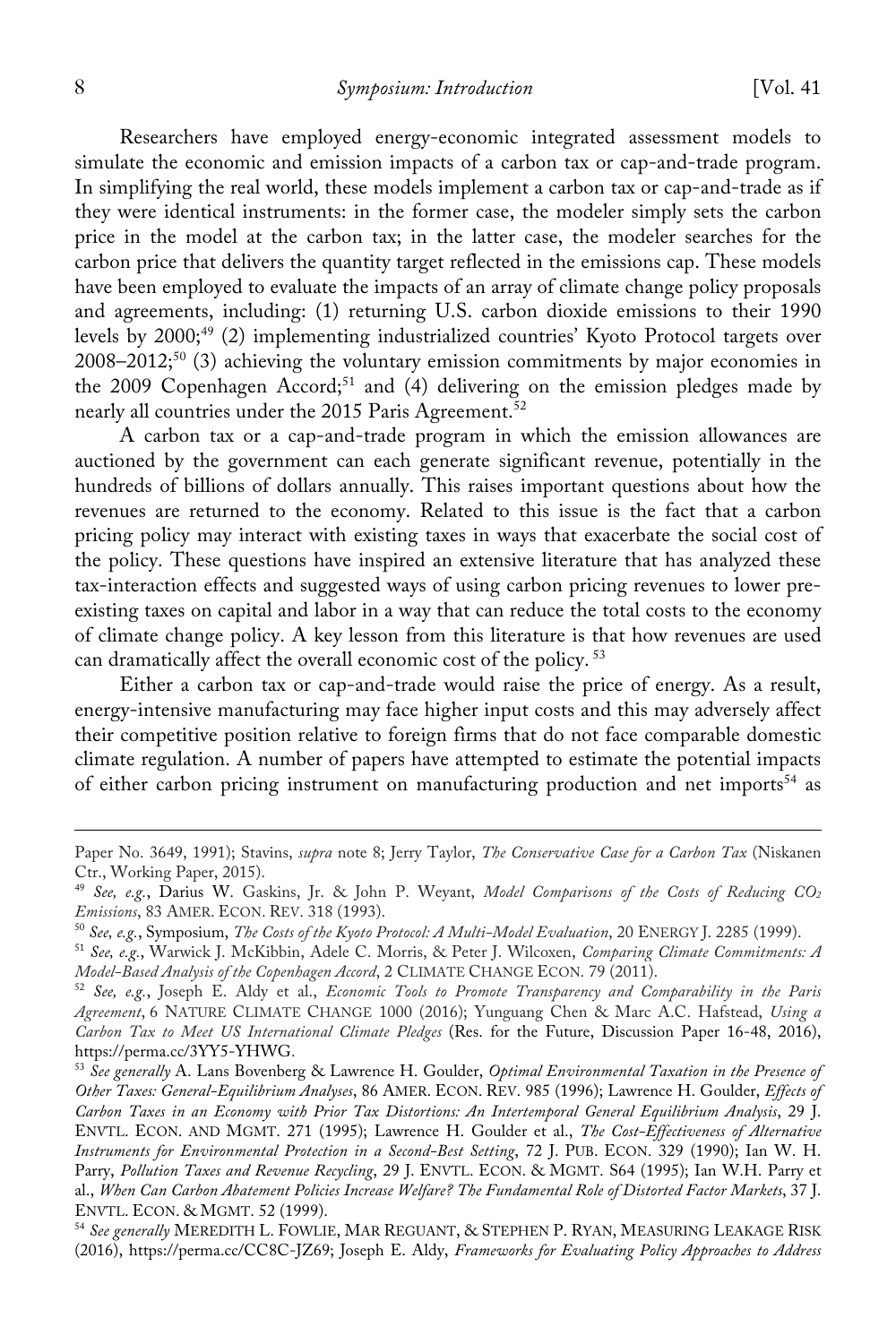Researchers have employed energy-economic integrated assessment models to simulate the economic and emission impacts of a carbon tax or cap-and-trade program. In simplifying the real world, these models implement a carbon tax or cap-and-trade as if they were identical instruments: in the former case, the modeler simply sets the carbon price in the model at the carbon tax; in the latter case, the modeler searches for the carbon price that delivers the quantity target reflected in the emissions cap. These models have been employed to evaluate the impacts of an array of climate change policy proposals and agreements, including: (1) returning U.S. carbon dioxide emissions to their 1990 levels by 2000;[49] (2) implementing industrialized countries' Kyoto Protocol targets over 2008–2012;[50] (3) achieving the voluntary emission commitments by major economies in the 2009 Copenhagen Accord;[51] and (4) delivering on the emission pledges made by nearly all countries under the 2015 Paris Agreement.[52]

A carbon tax or a cap-and-trade program in which the emission allowances are auctioned by the government can each generate significant revenue, potentially in the hundreds of billions of dollars annually. This raises important questions about how the revenues are returned to the economy. Related to this issue is the fact that a carbon pricing policy may interact with existing taxes in ways that exacerbate the social cost of the policy. These questions have inspired an extensive literature that has analyzed these tax-interaction effects and suggested ways of using carbon pricing revenues to lower pre-existing taxes on capital and labor in a way that can reduce the total costs to the economy of climate change policy. A key lesson from this literature is that how revenues are used can dramatically affect the overall economic cost of the policy.[53]

Either a carbon tax or cap-and-trade would raise the price of energy. As a result, energy-intensive manufacturing may face higher input costs and this may adversely affect their competitive position relative to foreign firms that do not face comparable domestic climate regulation. A number of papers have attempted to estimate the potential impacts of either carbon pricing instrument on manufacturing production and net imports[54] as

---

Paper No. 3649, 1991); Stavins, *supra* note 8; Jerry Taylor, *The Conservative Case for a Carbon Tax* (Niskanen Ctr., Working Paper, 2015).

[49] *See, e.g.*, Darius W. Gaskins, Jr. & John P. Weyant, *Model Comparisons of the Costs of Reducing $CO_2$ Emissions*, 83 AMER. ECON. REV. 318 (1993).

[50] *See, e.g.*, Symposium, *The Costs of the Kyoto Protocol: A Multi-Model Evaluation*, 20 ENERGY J. 2285 (1999).

[51] *See, e.g.*, Warwick J. McKibbin, Adele C. Morris, & Peter J. Wilcoxen, *Comparing Climate Commitments: A Model-Based Analysis of the Copenhagen Accord*, 2 CLIMATE CHANGE ECON. 79 (2011).

[52] *See, e.g.*, Joseph E. Aldy et al., *Economic Tools to Promote Transparency and Comparability in the Paris Agreement*, 6 NATURE CLIMATE CHANGE 1000 (2016); Yunguang Chen & Marc A.C. Hafstead, *Using a Carbon Tax to Meet US International Climate Pledges* (Res. for the Future, Discussion Paper 16-48, 2016), https://perma.cc/3YY5-YHWG.

[53] *See generally* A. Lans Bovenberg & Lawrence H. Goulder, *Optimal Environmental Taxation in the Presence of Other Taxes: General-Equilibrium Analyses*, 86 AMER. ECON. REV. 985 (1996); Lawrence H. Goulder, *Effects of Carbon Taxes in an Economy with Prior Tax Distortions: An Intertemporal General Equilibrium Analysis*, 29 J. ENVTL. ECON. AND MGMT. 271 (1995); Lawrence H. Goulder et al., *The Cost-Effectiveness of Alternative Instruments for Environmental Protection in a Second-Best Setting*, 72 J. PUB. ECON. 329 (1990); Ian W. H. Parry, *Pollution Taxes and Revenue Recycling*, 29 J. ENVTL. ECON. & MGMT. S64 (1995); Ian W.H. Parry et al., *When Can Carbon Abatement Policies Increase Welfare? The Fundamental Role of Distorted Factor Markets*, 37 J. ENVTL. ECON. & MGMT. 52 (1999).

[54] *See generally* MEREDITH L. FOWLIE, MAR REGUANT, & STEPHEN P. RYAN, MEASURING LEAKAGE RISK (2016), https://perma.cc/CC8C-JZ69; Joseph E. Aldy, *Frameworks for Evaluating Policy Approaches to Address*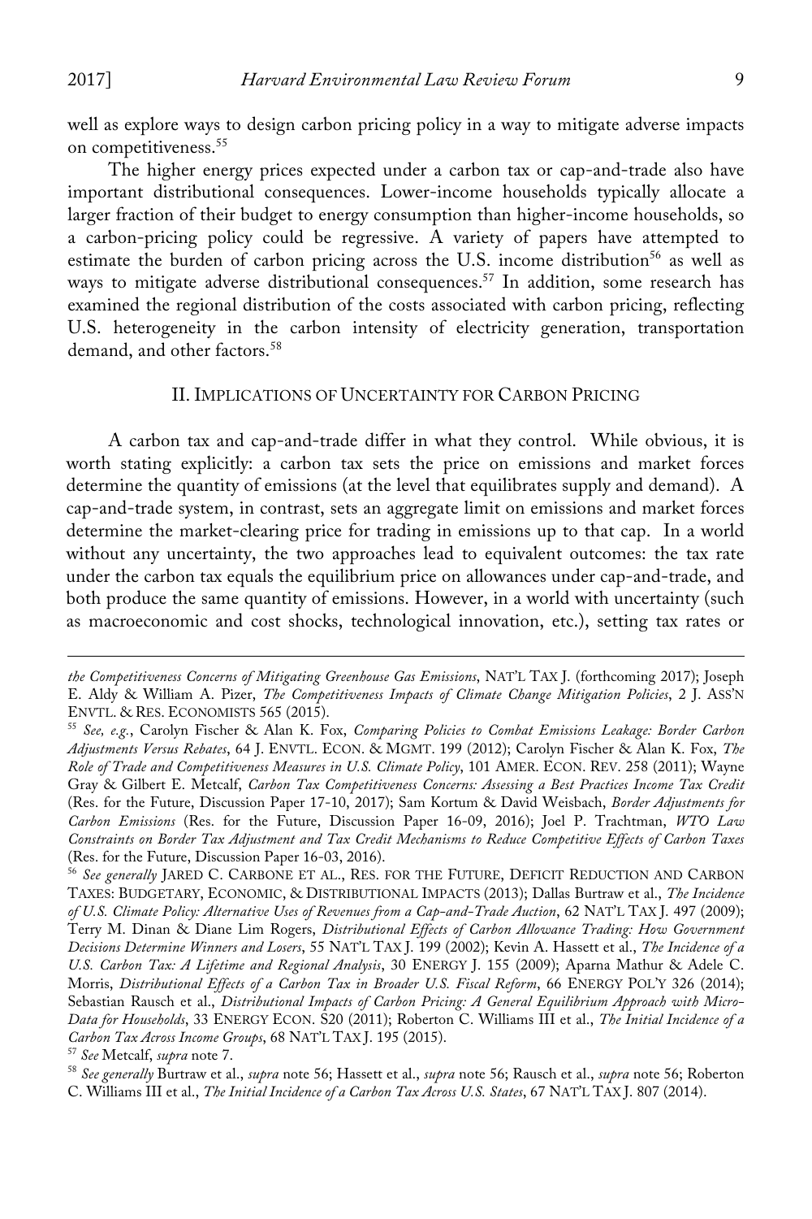well as explore ways to design carbon pricing policy in a way to mitigate adverse impacts on competitiveness.[55]

The higher energy prices expected under a carbon tax or cap-and-trade also have important distributional consequences. Lower-income households typically allocate a larger fraction of their budget to energy consumption than higher-income households, so a carbon-pricing policy could be regressive. A variety of papers have attempted to estimate the burden of carbon pricing across the U.S. income distribution[56] as well as ways to mitigate adverse distributional consequences.[57] In addition, some research has examined the regional distribution of the costs associated with carbon pricing, reflecting U.S. heterogeneity in the carbon intensity of electricity generation, transportation demand, and other factors.[58]

## II. IMPLICATIONS OF UNCERTAINTY FOR CARBON PRICING

A carbon tax and cap-and-trade differ in what they control. While obvious, it is worth stating explicitly: a carbon tax sets the price on emissions and market forces determine the quantity of emissions (at the level that equilibrates supply and demand). A cap-and-trade system, in contrast, sets an aggregate limit on emissions and market forces determine the market-clearing price for trading in emissions up to that cap. In a world without any uncertainty, the two approaches lead to equivalent outcomes: the tax rate under the carbon tax equals the equilibrium price on allowances under cap-and-trade, and both produce the same quantity of emissions. However, in a world with uncertainty (such as macroeconomic and cost shocks, technological innovation, etc.), setting tax rates or

---

*the Competitiveness Concerns of Mitigating Greenhouse Gas Emissions*, NAT'L TAX J. (forthcoming 2017); Joseph E. Aldy & William A. Pizer, *The Competitiveness Impacts of Climate Change Mitigation Policies*, 2 J. ASS'N ENVTL. & RES. ECONOMISTS 565 (2015).

[55] *See, e.g.*, Carolyn Fischer & Alan K. Fox, *Comparing Policies to Combat Emissions Leakage: Border Carbon Adjustments Versus Rebates*, 64 J. ENVTL. ECON. & MGMT. 199 (2012); Carolyn Fischer & Alan K. Fox, *The Role of Trade and Competitiveness Measures in U.S. Climate Policy*, 101 AMER. ECON. REV. 258 (2011); Wayne Gray & Gilbert E. Metcalf, *Carbon Tax Competitiveness Concerns: Assessing a Best Practices Income Tax Credit* (Res. for the Future, Discussion Paper 17-10, 2017); Sam Kortum & David Weisbach, *Border Adjustments for Carbon Emissions* (Res. for the Future, Discussion Paper 16-09, 2016); Joel P. Trachtman, *WTO Law Constraints on Border Tax Adjustment and Tax Credit Mechanisms to Reduce Competitive Effects of Carbon Taxes* (Res. for the Future, Discussion Paper 16-03, 2016).

[56] *See generally* JARED C. CARBONE ET AL., RES. FOR THE FUTURE, DEFICIT REDUCTION AND CARBON TAXES: BUDGETARY, ECONOMIC, & DISTRIBUTIONAL IMPACTS (2013); Dallas Burtraw et al., *The Incidence of U.S. Climate Policy: Alternative Uses of Revenues from a Cap-and-Trade Auction*, 62 NAT'L TAX J. 497 (2009); Terry M. Dinan & Diane Lim Rogers, *Distributional Effects of Carbon Allowance Trading: How Government Decisions Determine Winners and Losers*, 55 NAT'L TAX J. 199 (2002); Kevin A. Hassett et al., *The Incidence of a U.S. Carbon Tax: A Lifetime and Regional Analysis*, 30 ENERGY J. 155 (2009); Aparna Mathur & Adele C. Morris, *Distributional Effects of a Carbon Tax in Broader U.S. Fiscal Reform*, 66 ENERGY POL'Y 326 (2014); Sebastian Rausch et al., *Distributional Impacts of Carbon Pricing: A General Equilibrium Approach with Micro-Data for Households*, 33 ENERGY ECON. S20 (2011); Roberton C. Williams III et al., *The Initial Incidence of a Carbon Tax Across Income Groups*, 68 NAT'L TAX J. 195 (2015).

[57] *See* Metcalf, *supra* note 7.

[58] *See generally* Burtraw et al., *supra* note 56; Hassett et al., *supra* note 56; Rausch et al., *supra* note 56; Roberton C. Williams III et al., *The Initial Incidence of a Carbon Tax Across U.S. States*, 67 NAT'L TAX J. 807 (2014).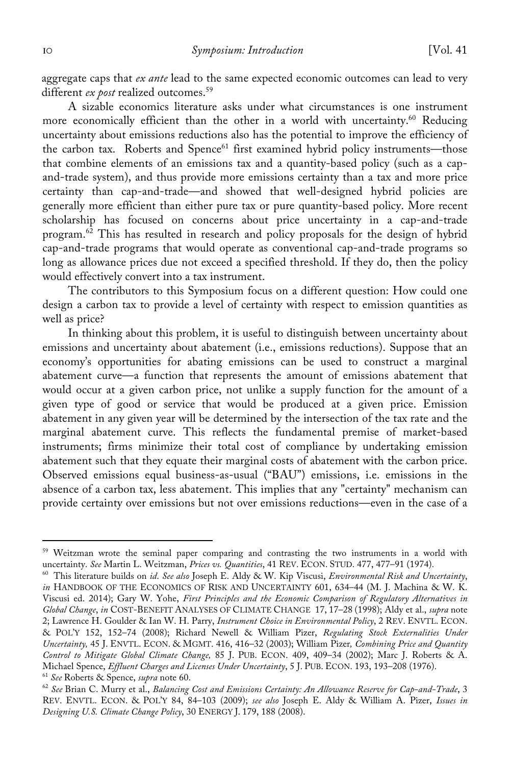aggregate caps that *ex ante* lead to the same expected economic outcomes can lead to very different *ex post* realized outcomes.[59]

A sizable economics literature asks under what circumstances is one instrument more economically efficient than the other in a world with uncertainty.[60] Reducing uncertainty about emissions reductions also has the potential to improve the efficiency of the carbon tax. Roberts and Spence[61] first examined hybrid policy instruments—those that combine elements of an emissions tax and a quantity-based policy (such as a cap-and-trade system), and thus provide more emissions certainty than a tax and more price certainty than cap-and-trade—and showed that well-designed hybrid policies are generally more efficient than either pure tax or pure quantity-based policy. More recent scholarship has focused on concerns about price uncertainty in a cap-and-trade program.[62] This has resulted in research and policy proposals for the design of hybrid cap-and-trade programs that would operate as conventional cap-and-trade programs so long as allowance prices due not exceed a specified threshold. If they do, then the policy would effectively convert into a tax instrument.

The contributors to this Symposium focus on a different question: How could one design a carbon tax to provide a level of certainty with respect to emission quantities as well as price?

In thinking about this problem, it is useful to distinguish between uncertainty about emissions and uncertainty about abatement (i.e., emissions reductions). Suppose that an economy's opportunities for abating emissions can be used to construct a marginal abatement curve—a function that represents the amount of emissions abatement that would occur at a given carbon price, not unlike a supply function for the amount of a given type of good or service that would be produced at a given price. Emission abatement in any given year will be determined by the intersection of the tax rate and the marginal abatement curve. This reflects the fundamental premise of market-based instruments; firms minimize their total cost of compliance by undertaking emission abatement such that they equate their marginal costs of abatement with the carbon price. Observed emissions equal business-as-usual ("BAU") emissions, i.e. emissions in the absence of a carbon tax, less abatement. This implies that any "certainty" mechanism can provide certainty over emissions but not over emissions reductions—even in the case of a

---

[59] Weitzman wrote the seminal paper comparing and contrasting the two instruments in a world with uncertainty. *See* Martin L. Weitzman, *Prices vs. Quantities*, 41 REV. ECON. STUD. 477, 477–91 (1974).

[60] This literature builds on *id. See also* Joseph E. Aldy & W. Kip Viscusi, *Environmental Risk and Uncertainty*, *in* HANDBOOK OF THE ECONOMICS OF RISK AND UNCERTAINTY 601, 634–44 (M. J. Machina & W. K. Viscusi ed. 2014); Gary W. Yohe, *First Principles and the Economic Comparison of Regulatory Alternatives in Global Change*, *in* COST-BENEFIT ANALYSES OF CLIMATE CHANGE 17, 17–28 (1998); Aldy et al., *supra* note 2; Lawrence H. Goulder & Ian W. H. Parry, *Instrument Choice in Environmental Policy*, 2 REV. ENVTL. ECON. & POL'Y 152, 152–74 (2008); Richard Newell & William Pizer, *Regulating Stock Externalities Under Uncertainty,* 45 J. ENVTL. ECON. & MGMT. 416, 416–32 (2003); William Pizer*, Combining Price and Quantity Control to Mitigate Global Climate Change,* 85 J. PUB. ECON. 409, 409–34 (2002); Marc J. Roberts & A. Michael Spence, *Effluent Charges and Licenses Under Uncertainty*, 5 J. PUB. ECON. 193, 193–208 (1976).

[61] *See* Roberts & Spence, *supra* note 60.

[62] *See* Brian C. Murry et al., *Balancing Cost and Emissions Certainty: An Allowance Reserve for Cap-and-Trade*, 3 REV. ENVTL. ECON. & POL'Y 84, 84–103 (2009); *see also* Joseph E. Aldy & William A. Pizer, *Issues in Designing U.S. Climate Change Policy*, 30 ENERGY J. 179, 188 (2008).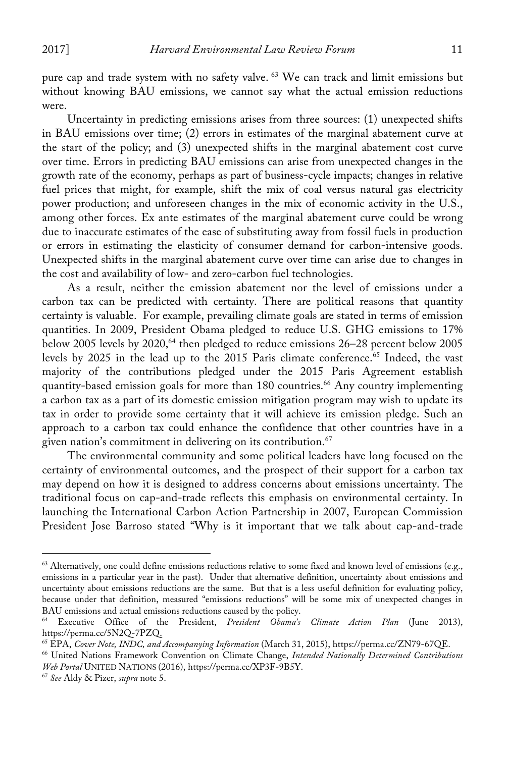pure cap and trade system with no safety valve. [63] We can track and limit emissions but without knowing BAU emissions, we cannot say what the actual emission reductions were.

Uncertainty in predicting emissions arises from three sources: (1) unexpected shifts in BAU emissions over time; (2) errors in estimates of the marginal abatement curve at the start of the policy; and (3) unexpected shifts in the marginal abatement cost curve over time. Errors in predicting BAU emissions can arise from unexpected changes in the growth rate of the economy, perhaps as part of business-cycle impacts; changes in relative fuel prices that might, for example, shift the mix of coal versus natural gas electricity power production; and unforeseen changes in the mix of economic activity in the U.S., among other forces. Ex ante estimates of the marginal abatement curve could be wrong due to inaccurate estimates of the ease of substituting away from fossil fuels in production or errors in estimating the elasticity of consumer demand for carbon-intensive goods. Unexpected shifts in the marginal abatement curve over time can arise due to changes in the cost and availability of low- and zero-carbon fuel technologies.

As a result, neither the emission abatement nor the level of emissions under a carbon tax can be predicted with certainty. There are political reasons that quantity certainty is valuable. For example, prevailing climate goals are stated in terms of emission quantities. In 2009, President Obama pledged to reduce U.S. GHG emissions to 17% below 2005 levels by 2020,[64] then pledged to reduce emissions 26–28 percent below 2005 levels by 2025 in the lead up to the 2015 Paris climate conference.[65] Indeed, the vast majority of the contributions pledged under the 2015 Paris Agreement establish quantity-based emission goals for more than 180 countries.[66] Any country implementing a carbon tax as a part of its domestic emission mitigation program may wish to update its tax in order to provide some certainty that it will achieve its emission pledge. Such an approach to a carbon tax could enhance the confidence that other countries have in a given nation's commitment in delivering on its contribution.[67]

The environmental community and some political leaders have long focused on the certainty of environmental outcomes, and the prospect of their support for a carbon tax may depend on how it is designed to address concerns about emissions uncertainty. The traditional focus on cap-and-trade reflects this emphasis on environmental certainty. In launching the International Carbon Action Partnership in 2007, European Commission President Jose Barroso stated "Why is it important that we talk about cap-and-trade

---

[63] Alternatively, one could define emissions reductions relative to some fixed and known level of emissions (e.g., emissions in a particular year in the past). Under that alternative definition, uncertainty about emissions and uncertainty about emissions reductions are the same. But that is a less useful definition for evaluating policy, because under that definition, measured "emissions reductions" will be some mix of unexpected changes in BAU emissions and actual emissions reductions caused by the policy.

[64] Executive Office of the President, *President Obama's Climate Action Plan* (June 2013), https://perma.cc/5N2Q-7PZQ.

[65] EPA, *Cover Note, INDC, and Accompanying Information* (March 31, 2015), https://perma.cc/ZN79-67QE.

[66] United Nations Framework Convention on Climate Change, *Intended Nationally Determined Contributions Web Portal* UNITED NATIONS (2016), https://perma.cc/XP3F-9B5Y.

[67] *See* Aldy & Pizer, *supra* note 5.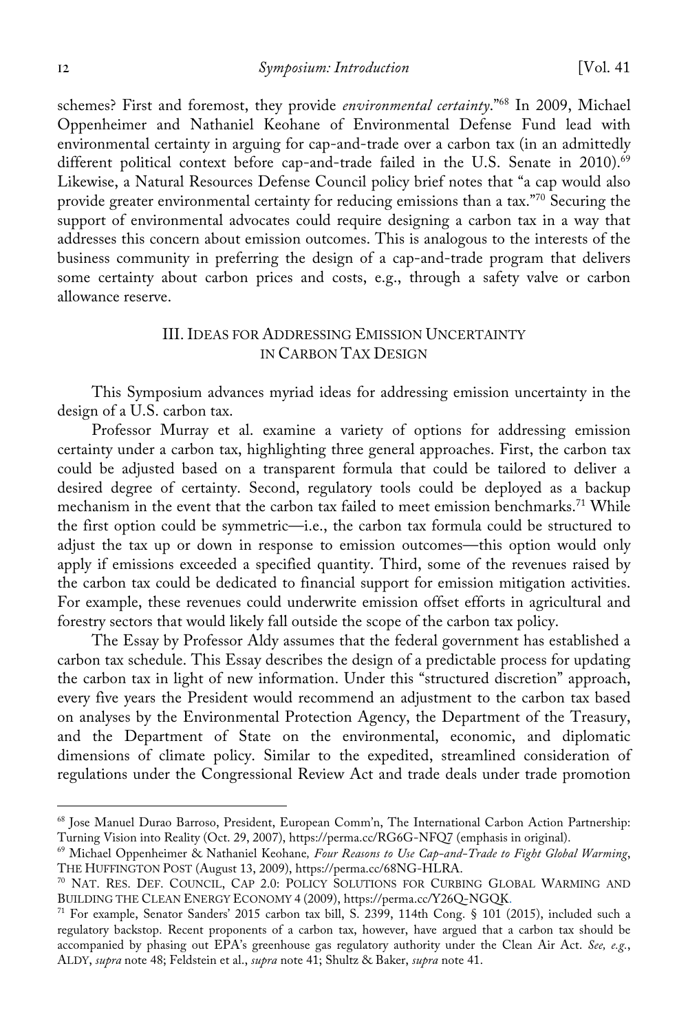schemes? First and foremost, they provide *environmental certainty*."[68] In 2009, Michael Oppenheimer and Nathaniel Keohane of Environmental Defense Fund lead with environmental certainty in arguing for cap-and-trade over a carbon tax (in an admittedly different political context before cap-and-trade failed in the U.S. Senate in 2010).[69] Likewise, a Natural Resources Defense Council policy brief notes that "a cap would also provide greater environmental certainty for reducing emissions than a tax."[70] Securing the support of environmental advocates could require designing a carbon tax in a way that addresses this concern about emission outcomes. This is analogous to the interests of the business community in preferring the design of a cap-and-trade program that delivers some certainty about carbon prices and costs, e.g., through a safety valve or carbon allowance reserve.

## III. IDEAS FOR ADDRESSING EMISSION UNCERTAINTY IN CARBON TAX DESIGN

This Symposium advances myriad ideas for addressing emission uncertainty in the design of a U.S. carbon tax.

Professor Murray et al. examine a variety of options for addressing emission certainty under a carbon tax, highlighting three general approaches. First, the carbon tax could be adjusted based on a transparent formula that could be tailored to deliver a desired degree of certainty. Second, regulatory tools could be deployed as a backup mechanism in the event that the carbon tax failed to meet emission benchmarks.[71] While the first option could be symmetric—i.e., the carbon tax formula could be structured to adjust the tax up or down in response to emission outcomes—this option would only apply if emissions exceeded a specified quantity. Third, some of the revenues raised by the carbon tax could be dedicated to financial support for emission mitigation activities. For example, these revenues could underwrite emission offset efforts in agricultural and forestry sectors that would likely fall outside the scope of the carbon tax policy.

The Essay by Professor Aldy assumes that the federal government has established a carbon tax schedule. This Essay describes the design of a predictable process for updating the carbon tax in light of new information. Under this "structured discretion" approach, every five years the President would recommend an adjustment to the carbon tax based on analyses by the Environmental Protection Agency, the Department of the Treasury, and the Department of State on the environmental, economic, and diplomatic dimensions of climate policy. Similar to the expedited, streamlined consideration of regulations under the Congressional Review Act and trade deals under trade promotion

---

[68] Jose Manuel Durao Barroso, President, European Comm'n, The International Carbon Action Partnership: Turning Vision into Reality (Oct. 29, 2007), https://perma.cc/RG6G-NFQ7 (emphasis in original).

[69] Michael Oppenheimer & Nathaniel Keohane*, Four Reasons to Use Cap-and-Trade to Fight Global Warming*, THE HUFFINGTON POST (August 13, 2009), https://perma.cc/68NG-HLRA.

[70] NAT. RES. DEF. COUNCIL, CAP 2.0: POLICY SOLUTIONS FOR CURBING GLOBAL WARMING AND BUILDING THE CLEAN ENERGY ECONOMY 4 (2009), https://perma.cc/Y26Q-NGQK.

[71] For example, Senator Sanders' 2015 carbon tax bill, S. 2399, 114th Cong. § 101 (2015), included such a regulatory backstop. Recent proponents of a carbon tax, however, have argued that a carbon tax should be accompanied by phasing out EPA's greenhouse gas regulatory authority under the Clean Air Act. *See, e.g.*, ALDY, *supra* note 48; Feldstein et al., *supra* note 41; Shultz & Baker, *supra* note 41.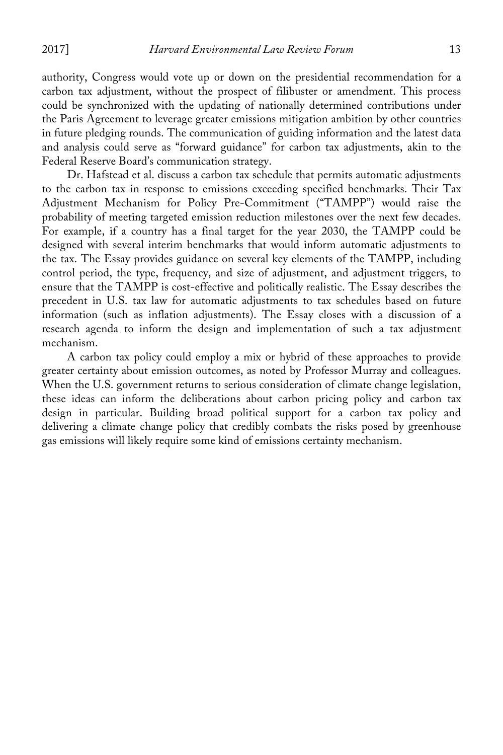authority, Congress would vote up or down on the presidential recommendation for a carbon tax adjustment, without the prospect of filibuster or amendment. This process could be synchronized with the updating of nationally determined contributions under the Paris Agreement to leverage greater emissions mitigation ambition by other countries in future pledging rounds. The communication of guiding information and the latest data and analysis could serve as "forward guidance" for carbon tax adjustments, akin to the Federal Reserve Board's communication strategy.

Dr. Hafstead et al. discuss a carbon tax schedule that permits automatic adjustments to the carbon tax in response to emissions exceeding specified benchmarks. Their Tax Adjustment Mechanism for Policy Pre-Commitment ("TAMPP") would raise the probability of meeting targeted emission reduction milestones over the next few decades. For example, if a country has a final target for the year 2030, the TAMPP could be designed with several interim benchmarks that would inform automatic adjustments to the tax. The Essay provides guidance on several key elements of the TAMPP, including control period, the type, frequency, and size of adjustment, and adjustment triggers, to ensure that the TAMPP is cost-effective and politically realistic. The Essay describes the precedent in U.S. tax law for automatic adjustments to tax schedules based on future information (such as inflation adjustments). The Essay closes with a discussion of a research agenda to inform the design and implementation of such a tax adjustment mechanism.

A carbon tax policy could employ a mix or hybrid of these approaches to provide greater certainty about emission outcomes, as noted by Professor Murray and colleagues. When the U.S. government returns to serious consideration of climate change legislation, these ideas can inform the deliberations about carbon pricing policy and carbon tax design in particular. Building broad political support for a carbon tax policy and delivering a climate change policy that credibly combats the risks posed by greenhouse gas emissions will likely require some kind of emissions certainty mechanism.